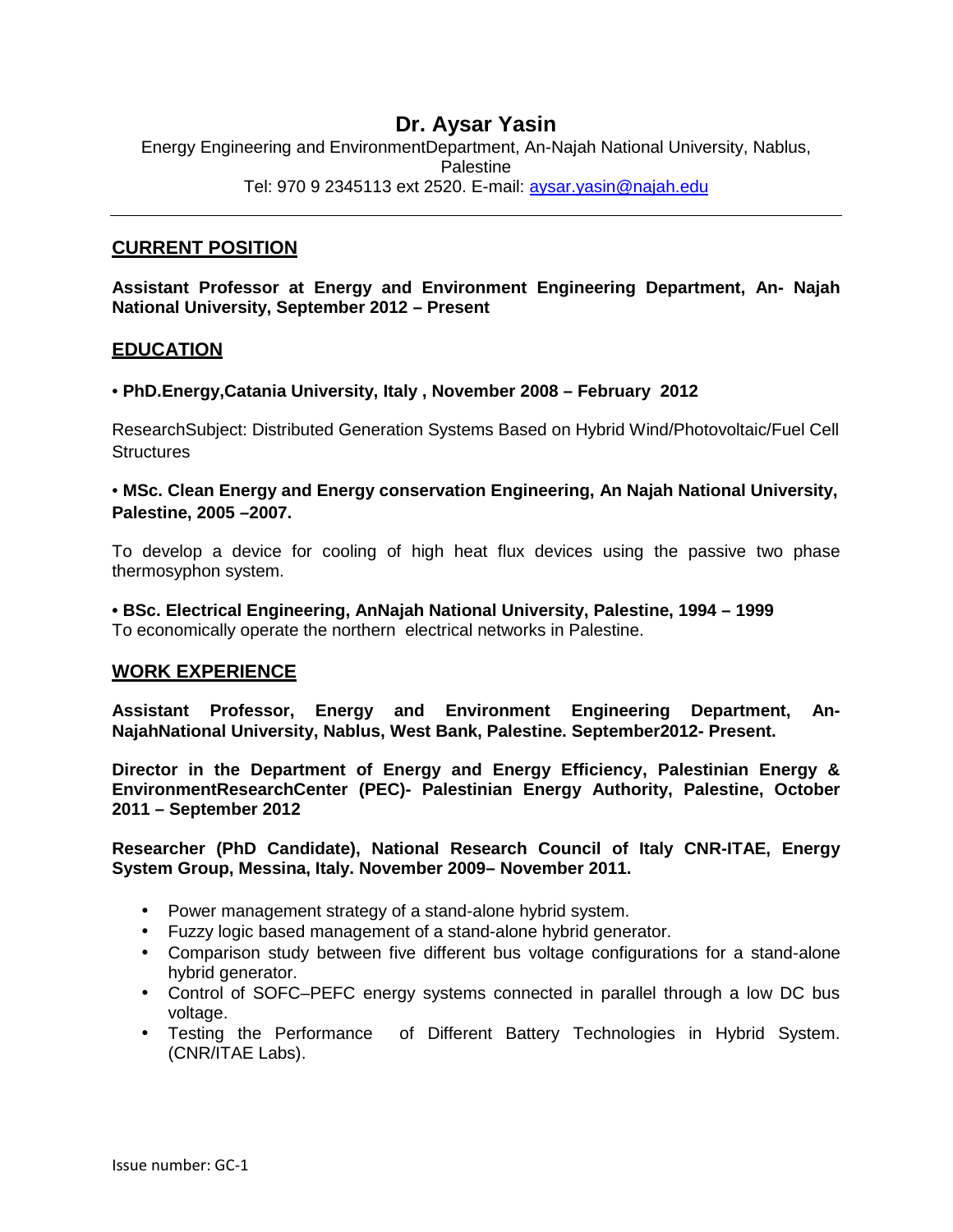# Dr. Aysar Yasin

Energy Engineering and EnvironmentDepartment, An-Najah National University, Nablus, Palestine

Tel: 970 9 2345113 ext 2520. E-mail: aysar.yasin@najah.edu

---

## CURRENT POSITION

**Assistant Professor at Energy and Environment Engineering Department, An- Najah National University, September 2012 – Present**

## EDUCATION

• **PhD.Energy,Catania University, Italy , November 2008 – February 2012**

ResearchSubject: Distributed Generation Systems Based on Hybrid Wind/Photovoltaic/Fuel Cell Structures

• **MSc. Clean Energy and Energy conservation Engineering, An Najah National University, Palestine, 2005 –2007.**

To develop a device for cooling of high heat flux devices using the passive two phase thermosyphon system.

**• BSc. Electrical Engineering, AnNajah National University, Palestine, 1994 – 1999**
To economically operate the northern electrical networks in Palestine.

## WORK EXPERIENCE

**Assistant Professor, Energy and Environment Engineering Department, An-NajahNational University, Nablus, West Bank, Palestine. September2012- Present.**

**Director in the Department of Energy and Energy Efficiency, Palestinian Energy & EnvironmentResearchCenter (PEC)- Palestinian Energy Authority, Palestine, October 2011 – September 2012**

**Researcher (PhD Candidate), National Research Council of Italy CNR-ITAE, Energy System Group, Messina, Italy. November 2009– November 2011.**

- Power management strategy of a stand-alone hybrid system.
- Fuzzy logic based management of a stand-alone hybrid generator.
- Comparison study between five different bus voltage configurations for a stand-alone hybrid generator.
- Control of SOFC–PEFC energy systems connected in parallel through a low DC bus voltage.
- Testing the Performance of Different Battery Technologies in Hybrid System. (CNR/ITAE Labs).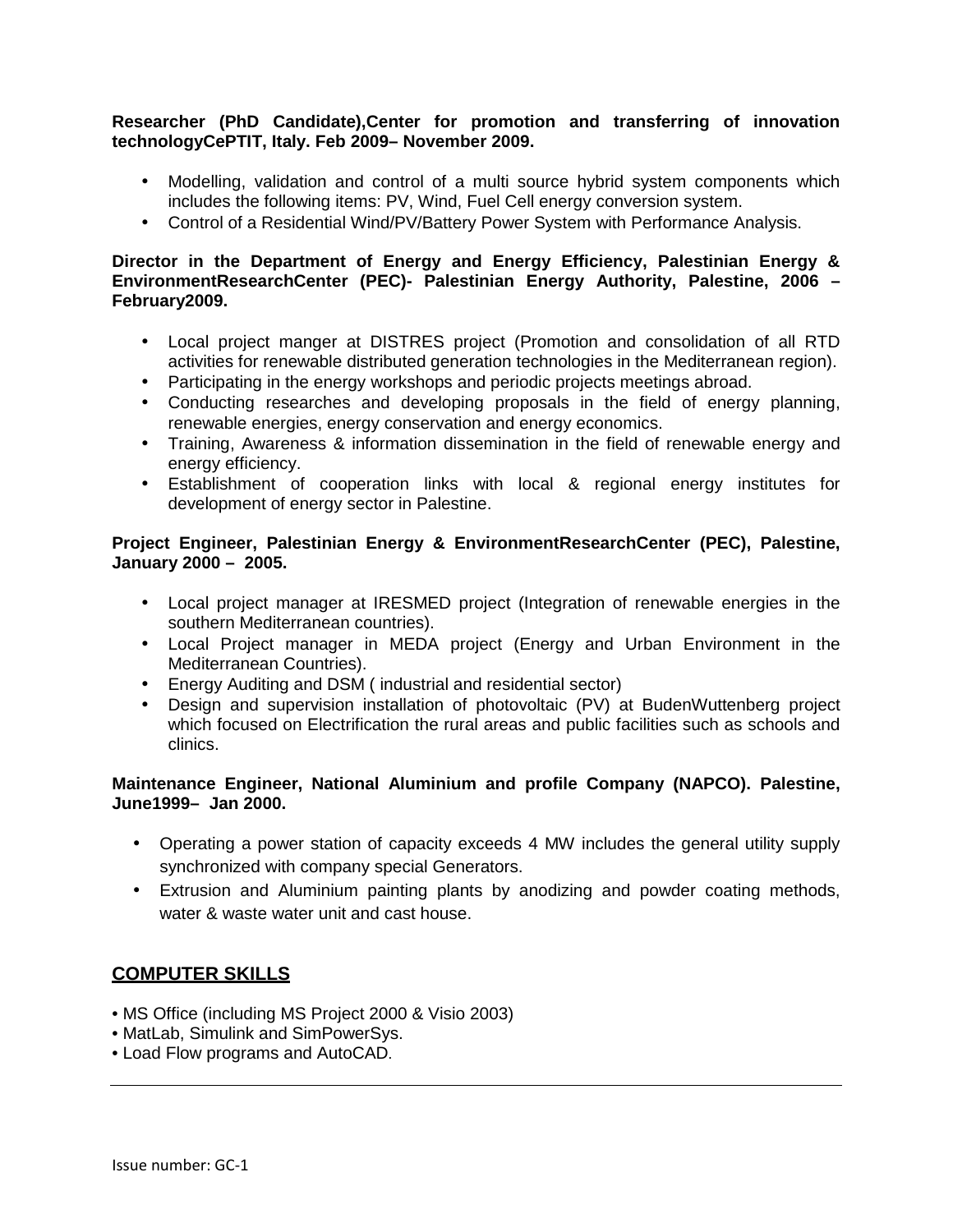**Researcher (PhD Candidate),Center for promotion and transferring of innovation technologyCePTIT, Italy. Feb 2009– November 2009.**

- Modelling, validation and control of a multi source hybrid system components which includes the following items: PV, Wind, Fuel Cell energy conversion system.
- Control of a Residential Wind/PV/Battery Power System with Performance Analysis.

**Director in the Department of Energy and Energy Efficiency, Palestinian Energy & EnvironmentResearchCenter (PEC)- Palestinian Energy Authority, Palestine, 2006 – February2009.**

- Local project manger at DISTRES project (Promotion and consolidation of all RTD activities for renewable distributed generation technologies in the Mediterranean region).
- Participating in the energy workshops and periodic projects meetings abroad.
- Conducting researches and developing proposals in the field of energy planning, renewable energies, energy conservation and energy economics.
- Training, Awareness & information dissemination in the field of renewable energy and energy efficiency.
- Establishment of cooperation links with local & regional energy institutes for development of energy sector in Palestine.

**Project Engineer, Palestinian Energy & EnvironmentResearchCenter (PEC), Palestine, January 2000 – 2005.**

- Local project manager at IRESMED project (Integration of renewable energies in the southern Mediterranean countries).
- Local Project manager in MEDA project (Energy and Urban Environment in the Mediterranean Countries).
- Energy Auditing and DSM ( industrial and residential sector)
- Design and supervision installation of photovoltaic (PV) at BudenWuttenberg project which focused on Electrification the rural areas and public facilities such as schools and clinics.

**Maintenance Engineer, National Aluminium and profile Company (NAPCO). Palestine, June1999– Jan 2000.**

- Operating a power station of capacity exceeds 4 MW includes the general utility supply synchronized with company special Generators.
- Extrusion and Aluminium painting plants by anodizing and powder coating methods, water & waste water unit and cast house.

## COMPUTER SKILLS

- MS Office (including MS Project 2000 & Visio 2003)
- MatLab, Simulink and SimPowerSys.
- Load Flow programs and AutoCAD.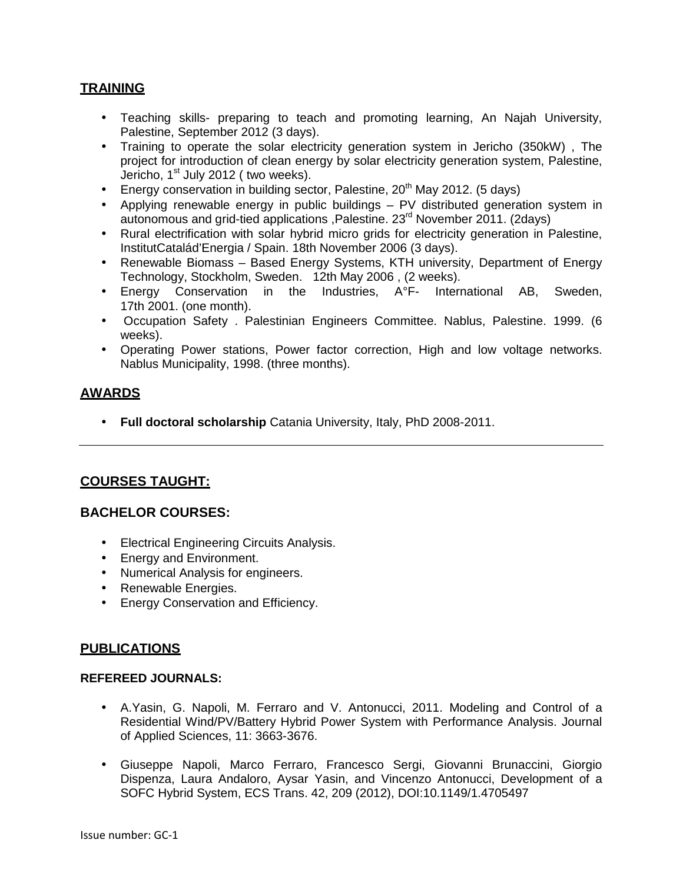## TRAINING

- Teaching skills- preparing to teach and promoting learning, An Najah University, Palestine, September 2012 (3 days).
- Training to operate the solar electricity generation system in Jericho (350kW) , The project for introduction of clean energy by solar electricity generation system, Palestine, Jericho, 1st July 2012 ( two weeks).
- Energy conservation in building sector, Palestine, 20th May 2012. (5 days)
- Applying renewable energy in public buildings – PV distributed generation system in autonomous and grid-tied applications ,Palestine. 23rd November 2011. (2days)
- Rural electrification with solar hybrid micro grids for electricity generation in Palestine, InstitutCataláďEnergia / Spain. 18th November 2006 (3 days).
- Renewable Biomass – Based Energy Systems, KTH university, Department of Energy Technology, Stockholm, Sweden. 12th May 2006 , (2 weeks).
- Energy Conservation in the Industries, A°F- International AB, Sweden, 17th 2001. (one month).
- Occupation Safety . Palestinian Engineers Committee. Nablus, Palestine. 1999. (6 weeks).
- Operating Power stations, Power factor correction, High and low voltage networks. Nablus Municipality, 1998. (three months).

## AWARDS

- **Full doctoral scholarship** Catania University, Italy, PhD 2008-2011.

---

## COURSES TAUGHT:

### BACHELOR COURSES:

- Electrical Engineering Circuits Analysis.
- Energy and Environment.
- Numerical Analysis for engineers.
- Renewable Energies.
- Energy Conservation and Efficiency.

## PUBLICATIONS

### REFEREED JOURNALS:

- A.Yasin, G. Napoli, M. Ferraro and V. Antonucci, 2011. Modeling and Control of a Residential Wind/PV/Battery Hybrid Power System with Performance Analysis. Journal of Applied Sciences, 11: 3663-3676.

- Giuseppe Napoli, Marco Ferraro, Francesco Sergi, Giovanni Brunaccini, Giorgio Dispenza, Laura Andaloro, Aysar Yasin, and Vincenzo Antonucci, Development of a SOFC Hybrid System, ECS Trans. 42, 209 (2012), DOI:10.1149/1.4705497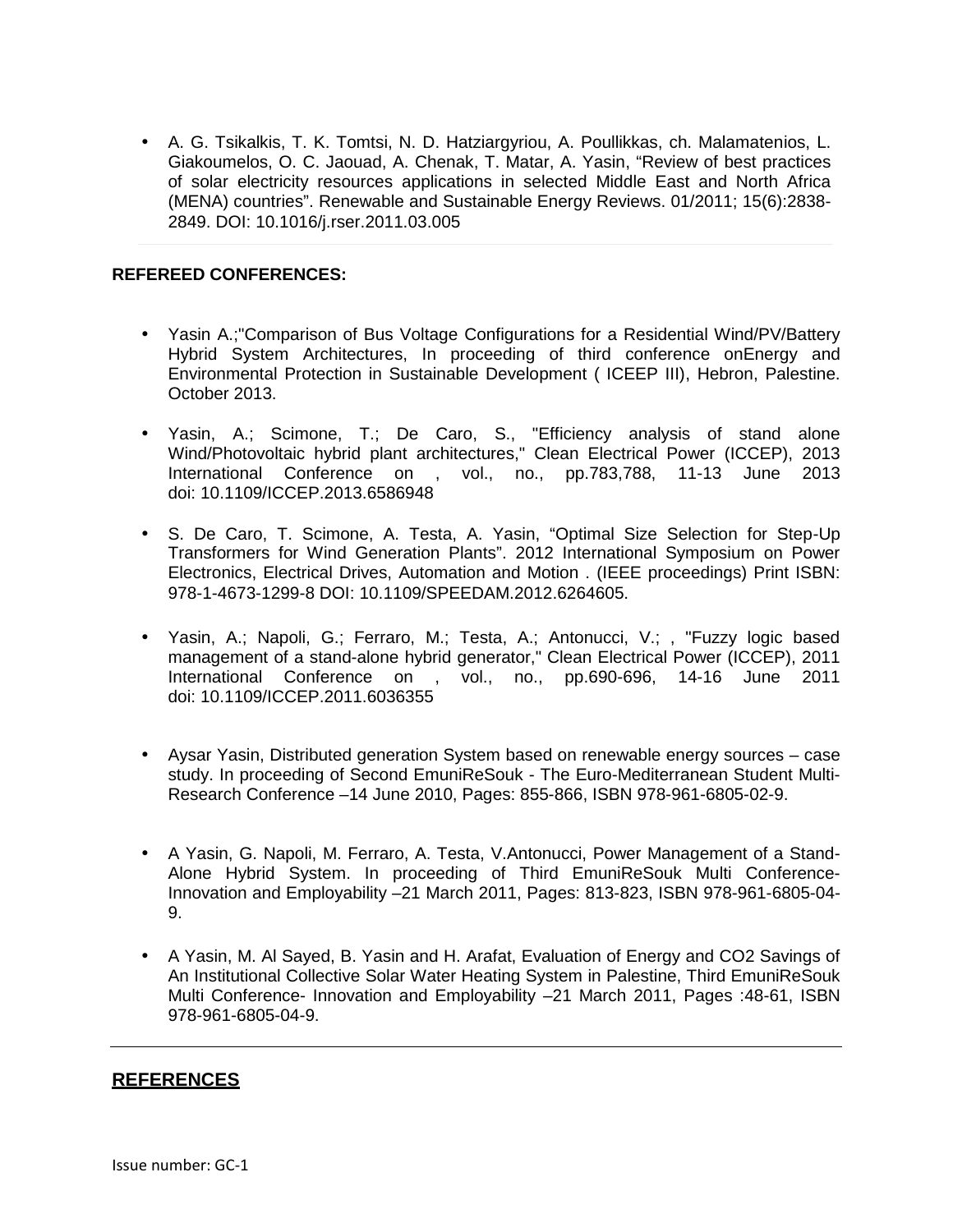- A. G. Tsikalkis, T. K. Tomtsi, N. D. Hatziargyriou, A. Poullikkas, ch. Malamatenios, L. Giakoumelos, O. C. Jaouad, A. Chenak, T. Matar, A. Yasin, "Review of best practices of solar electricity resources applications in selected Middle East and North Africa (MENA) countries". Renewable and Sustainable Energy Reviews. 01/2011; 15(6):2838-2849. DOI: 10.1016/j.rser.2011.03.005

**REFEREED CONFERENCES:**

- Yasin A.;"Comparison of Bus Voltage Configurations for a Residential Wind/PV/Battery Hybrid System Architectures, In proceeding of third conference onEnergy and Environmental Protection in Sustainable Development ( ICEEP III), Hebron, Palestine. October 2013.

- Yasin, A.; Scimone, T.; De Caro, S., "Efficiency analysis of stand alone Wind/Photovoltaic hybrid plant architectures," Clean Electrical Power (ICCEP), 2013 International Conference on , vol., no., pp.783,788, 11-13 June 2013 doi: 10.1109/ICCEP.2013.6586948

- S. De Caro, T. Scimone, A. Testa, A. Yasin, "Optimal Size Selection for Step-Up Transformers for Wind Generation Plants". 2012 International Symposium on Power Electronics, Electrical Drives, Automation and Motion . (IEEE proceedings) Print ISBN: 978-1-4673-1299-8 DOI: 10.1109/SPEEDAM.2012.6264605.

- Yasin, A.; Napoli, G.; Ferraro, M.; Testa, A.; Antonucci, V.; , "Fuzzy logic based management of a stand-alone hybrid generator," Clean Electrical Power (ICCEP), 2011 International Conference on , vol., no., pp.690-696, 14-16 June 2011 doi: 10.1109/ICCEP.2011.6036355

- Aysar Yasin, Distributed generation System based on renewable energy sources – case study. In proceeding of Second EmuniReSouk - The Euro-Mediterranean Student Multi-Research Conference –14 June 2010, Pages: 855-866, ISBN 978-961-6805-02-9.

- A Yasin, G. Napoli, M. Ferraro, A. Testa, V.Antonucci, Power Management of a Stand-Alone Hybrid System. In proceeding of Third EmuniReSouk Multi Conference-Innovation and Employability –21 March 2011, Pages: 813-823, ISBN 978-961-6805-04-9.

- A Yasin, M. Al Sayed, B. Yasin and H. Arafat, Evaluation of Energy and CO2 Savings of An Institutional Collective Solar Water Heating System in Palestine, Third EmuniReSouk Multi Conference- Innovation and Employability –21 March 2011, Pages :48-61, ISBN 978-961-6805-04-9.

---

## REFERENCES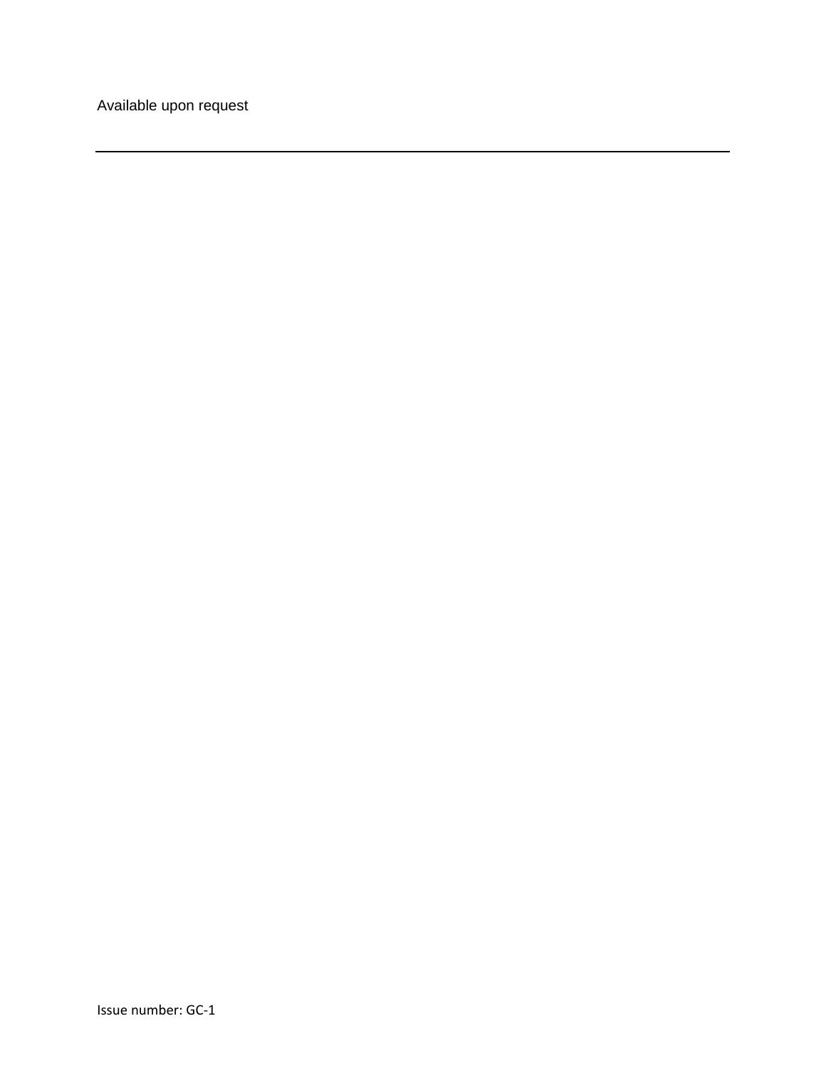Available upon request

---